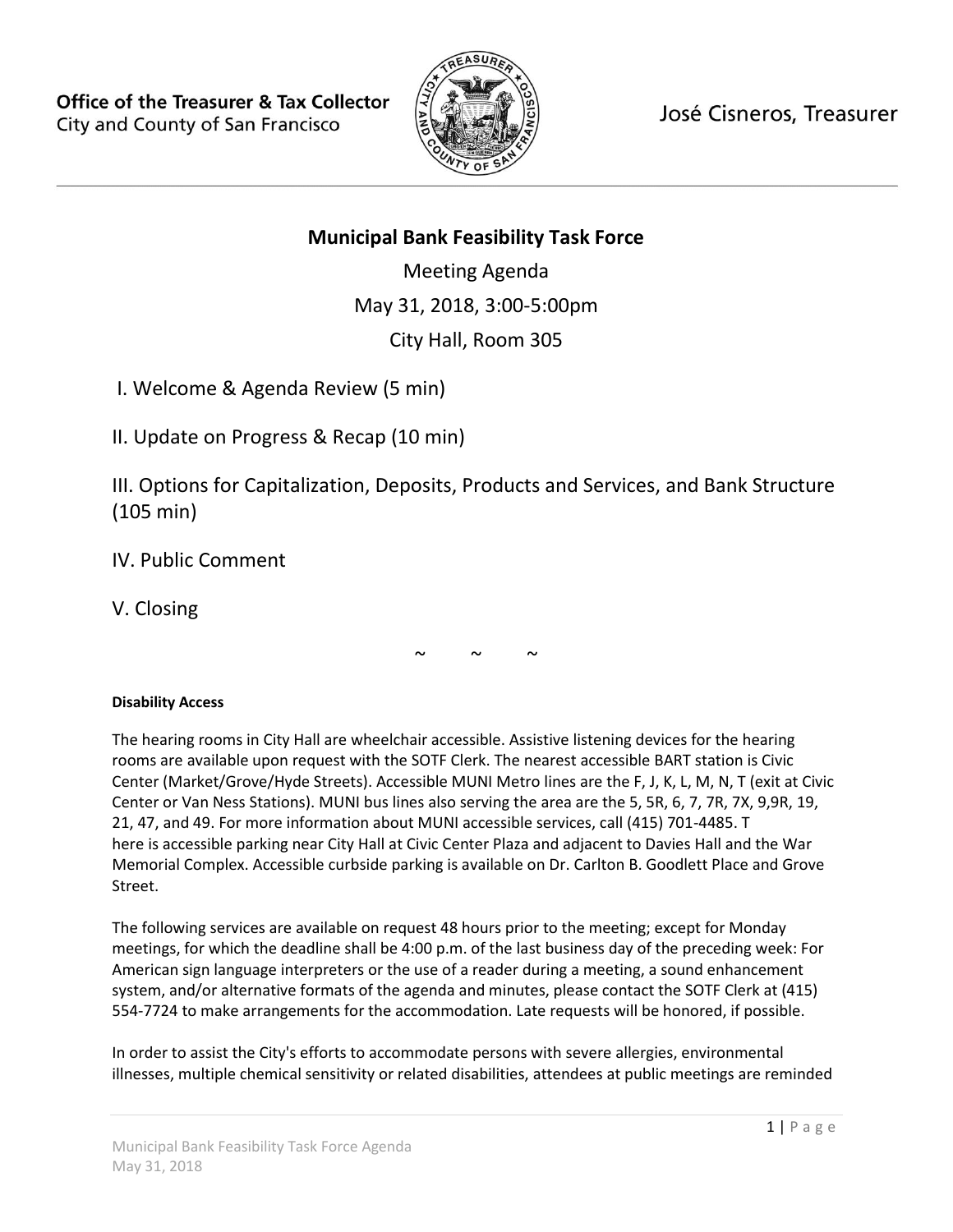Office of the Treasurer & Tax Collector
City and County of San Francisco

José Cisneros, Treasurer

# Municipal Bank Feasibility Task Force

Meeting Agenda

May 31, 2018, 3:00-5:00pm

City Hall, Room 305

I. Welcome & Agenda Review (5 min)

II. Update on Progress & Recap (10 min)

III. Options for Capitalization, Deposits, Products and Services, and Bank Structure (105 min)

IV. Public Comment

V. Closing

~ ~ ~

**Disability Access**

The hearing rooms in City Hall are wheelchair accessible. Assistive listening devices for the hearing rooms are available upon request with the SOTF Clerk. The nearest accessible BART station is Civic Center (Market/Grove/Hyde Streets). Accessible MUNI Metro lines are the F, J, K, L, M, N, T (exit at Civic Center or Van Ness Stations). MUNI bus lines also serving the area are the 5, 5R, 6, 7, 7R, 7X, 9,9R, 19, 21, 47, and 49. For more information about MUNI accessible services, call (415) 701-4485. There is accessible parking near City Hall at Civic Center Plaza and adjacent to Davies Hall and the War Memorial Complex. Accessible curbside parking is available on Dr. Carlton B. Goodlett Place and Grove Street.

The following services are available on request 48 hours prior to the meeting; except for Monday meetings, for which the deadline shall be 4:00 p.m. of the last business day of the preceding week: For American sign language interpreters or the use of a reader during a meeting, a sound enhancement system, and/or alternative formats of the agenda and minutes, please contact the SOTF Clerk at (415) 554-7724 to make arrangements for the accommodation. Late requests will be honored, if possible.

In order to assist the City's efforts to accommodate persons with severe allergies, environmental illnesses, multiple chemical sensitivity or related disabilities, attendees at public meetings are reminded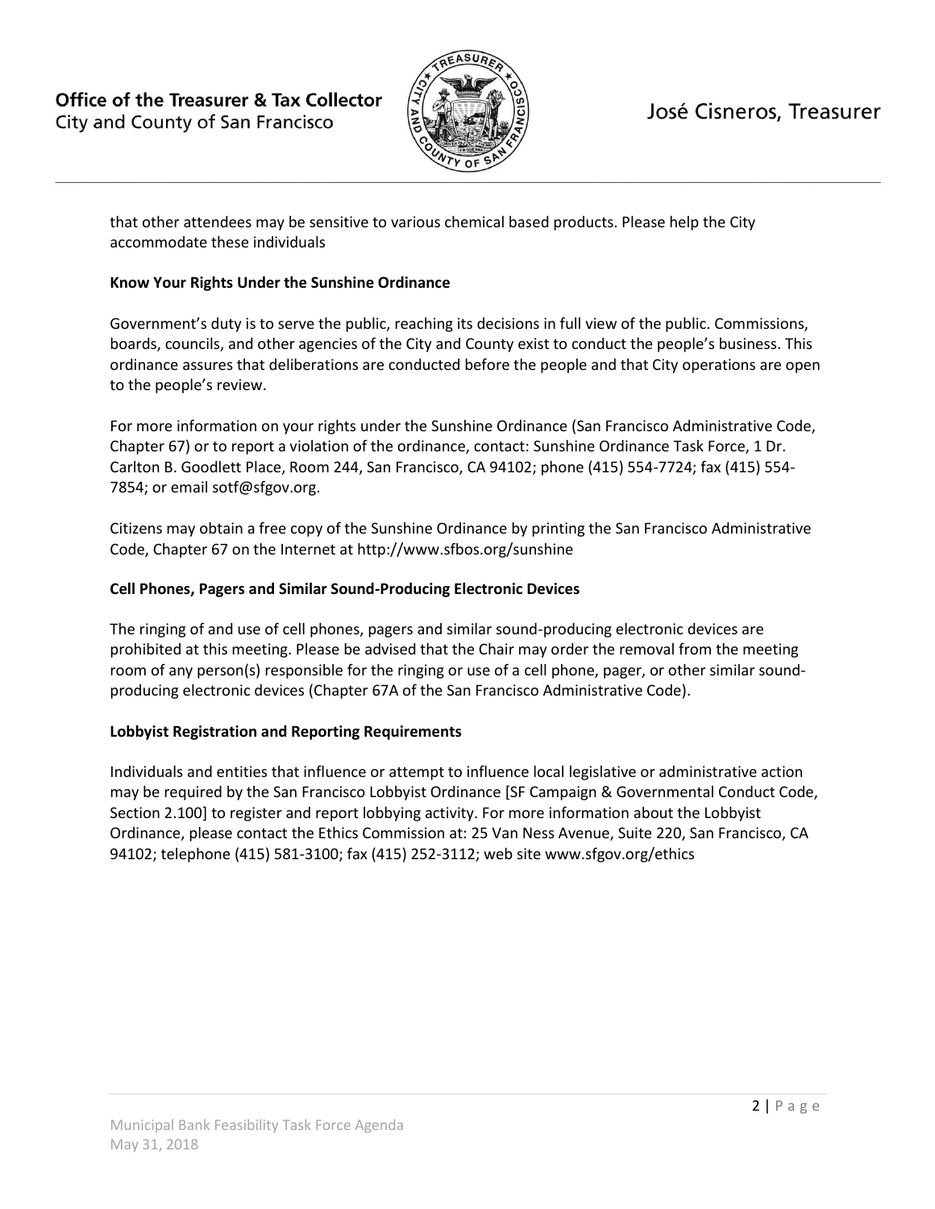that other attendees may be sensitive to various chemical based products. Please help the City accommodate these individuals

**Know Your Rights Under the Sunshine Ordinance**

Government's duty is to serve the public, reaching its decisions in full view of the public. Commissions, boards, councils, and other agencies of the City and County exist to conduct the people's business. This ordinance assures that deliberations are conducted before the people and that City operations are open to the people's review.

For more information on your rights under the Sunshine Ordinance (San Francisco Administrative Code, Chapter 67) or to report a violation of the ordinance, contact: Sunshine Ordinance Task Force, 1 Dr. Carlton B. Goodlett Place, Room 244, San Francisco, CA 94102; phone (415) 554-7724; fax (415) 554-7854; or email sotf@sfgov.org.

Citizens may obtain a free copy of the Sunshine Ordinance by printing the San Francisco Administrative Code, Chapter 67 on the Internet at http://www.sfbos.org/sunshine

**Cell Phones, Pagers and Similar Sound-Producing Electronic Devices**

The ringing of and use of cell phones, pagers and similar sound-producing electronic devices are prohibited at this meeting. Please be advised that the Chair may order the removal from the meeting room of any person(s) responsible for the ringing or use of a cell phone, pager, or other similar sound-producing electronic devices (Chapter 67A of the San Francisco Administrative Code).

**Lobbyist Registration and Reporting Requirements**

Individuals and entities that influence or attempt to influence local legislative or administrative action may be required by the San Francisco Lobbyist Ordinance [SF Campaign & Governmental Conduct Code, Section 2.100] to register and report lobbying activity. For more information about the Lobbyist Ordinance, please contact the Ethics Commission at: 25 Van Ness Avenue, Suite 220, San Francisco, CA 94102; telephone (415) 581-3100; fax (415) 252-3112; web site www.sfgov.org/ethics